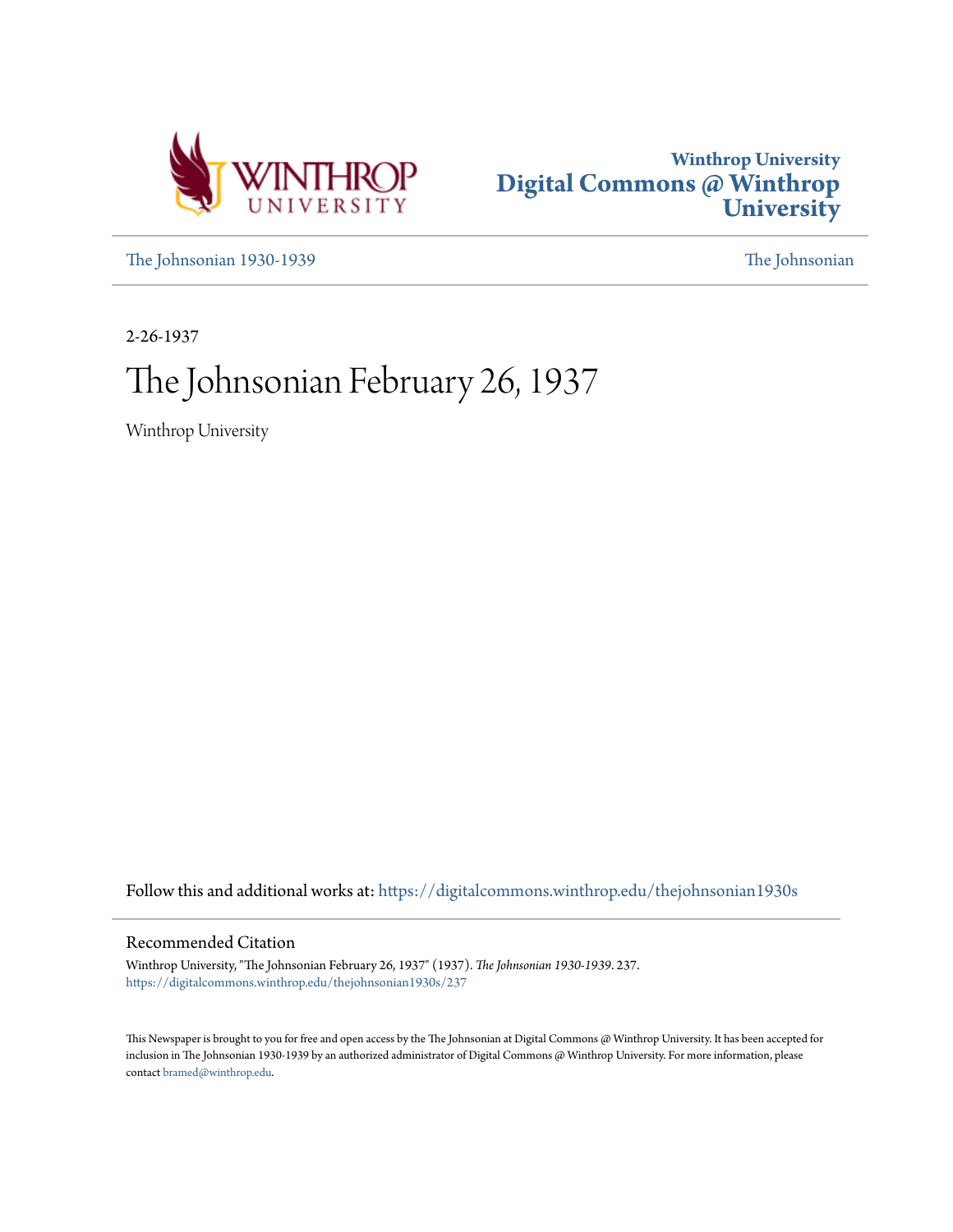Winthrop University
Digital Commons @ Winthrop University

The Johnsonian 1930-1939

The Johnsonian

2-26-1937

# The Johnsonian February 26, 1937

Winthrop University

Follow this and additional works at: https://digitalcommons.winthrop.edu/thejohnsonian1930s

## Recommended Citation

Winthrop University, "The Johnsonian February 26, 1937" (1937). *The Johnsonian 1930-1939*. 237.
https://digitalcommons.winthrop.edu/thejohnsonian1930s/237

This Newspaper is brought to you for free and open access by the The Johnsonian at Digital Commons @ Winthrop University. It has been accepted for inclusion in The Johnsonian 1930-1939 by an authorized administrator of Digital Commons @ Winthrop University. For more information, please contact bramed@winthrop.edu.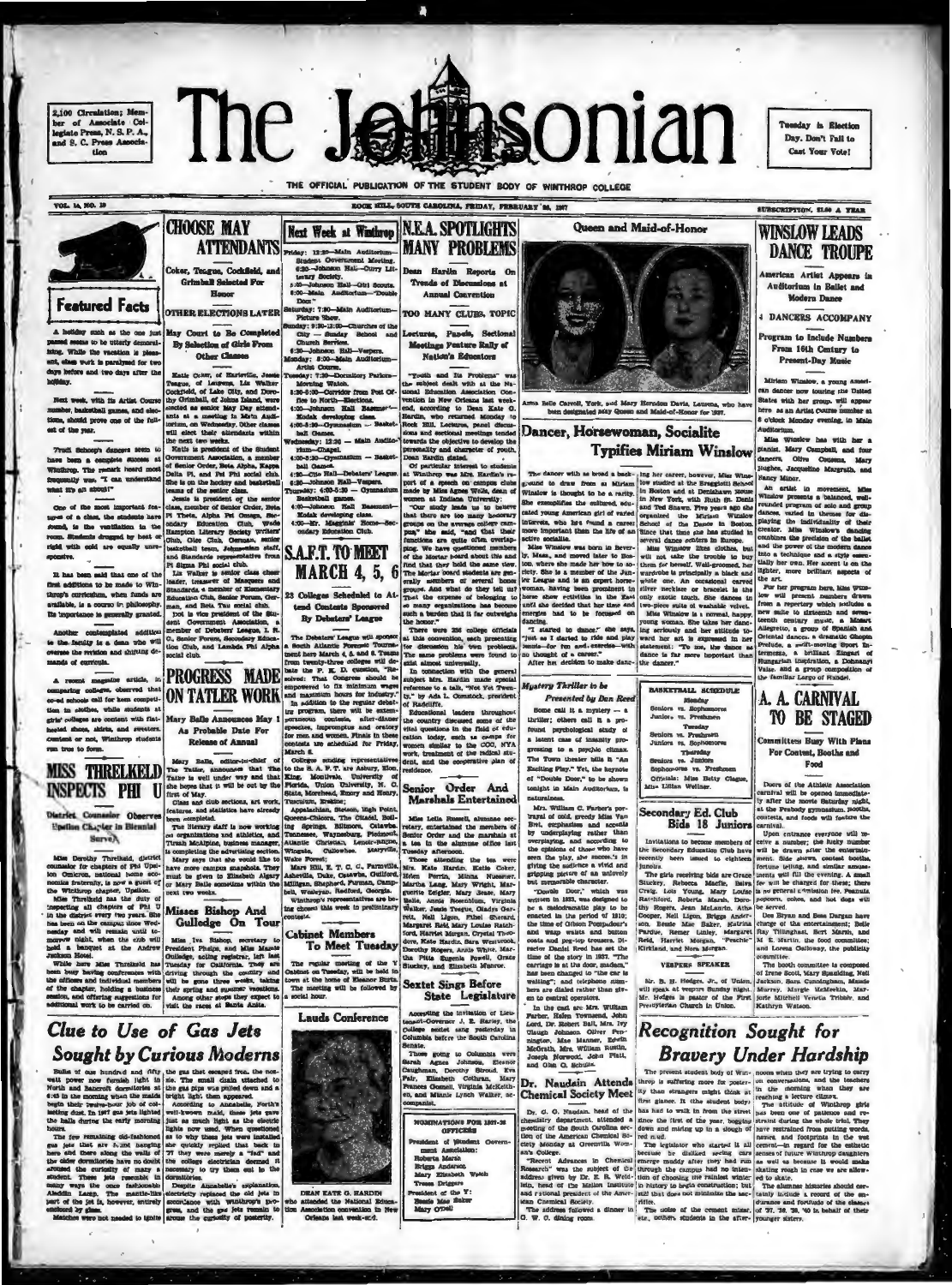2,100 Circulation; Member of Associate Collegiate Press, N. S. P. A., and S. C. Press Association

# The Johnsonian

Tuesday is Election Day. Don't Fail to Cast Your Vote!

THE OFFICIAL PUBLICATION OF THE STUDENT BODY OF WINTHROP COLLEGE

VOL. 14, NO. 19 — ROCK HILL, SOUTH CAROLINA, FRIDAY, FEBRUARY 26, 1937 — SUBSCRIPTION, $1.00 A YEAR

## Featured Facts

A holiday such as the one just passed seems to be utterly demoralizing. While the vacation is pleasant, class work is paralyzed for two days before and two days after the holiday.

Next week, with its Artist Course number, basketball games, and elections, should prove one of the fullest of the year.

Trudi Schoop's dancers seem to have been a complete success at Winthrop. The remark heard most frequently was, "I can understand what it's all about!"

One of the most important features of a class, the students have found, is the ventilation in the room. Students drugged by heat or rigid with cold are equally unresponsive.

It has been said that one of the first additions to be made to Winthrop's curriculum, when funds are available, is a course in philosophy. Its importance is generally granted.

Another contemplated addition to the faculty is a dean who will oversee the revision and shifting demands of curricula.

A recent magazine article, in comparing colleges, observed that co-ed schools call for keen competition in clothes, while students at girls' colleges are content with flat-heeled shoes, skirts, and sweaters. Content or not, Winthrop students run true to form.

## MISS THRELKELD INSPECTS PHI U

**District Counselor Observes Upsilon Chapter in Biennial Survey**

Miss Dorothy Threlkeld, district counselor for chapters of Phi Upsilon Omicron, national home economics fraternity, is now a guest of the Winthrop chapter, Upsilon.

Miss Threlkeld has the duty of inspecting all chapters of Phi U in the district every two years. She has been on the campus since Wednesday and will remain until tomorrow night, when the club will hold a banquet at the Andrew Jackson Hotel.

While here Miss Threlkeld has been busy having conferences with the officers and individual members of the chapter, holding a business session, and offering suggestions for additional work to be carried on.

## CHOOSE MAY ATTENDANTS

**Coker, Teague, Cockfield, and Grimball Selected For Honor**

**OTHER ELECTIONS LATER**

**May Court to Be Completed By Selection of Girls From Other Classes**

Katie Coker, of Hartsville, Jessie Teague, of Laurens, Lis Walker Cockfield, of Lake City, and Dorothy Grimball, of Johns Island, were elected as senior May Day attendants at a meeting in Main Auditorium, on Wednesday. Other classes will elect their attendants within the next two weeks.

Katie is president of the Student Government Association, a member of Senior Order, Beta Alpha, Kappa Delta Pi, and Pi Psi social club. She is on the hockey and basketball teams of the senior class.

Jessie is president of the senior class, member of Senior Order, Beta Pi Theta, Alpha Psi Omega, Secondary Education Club, Wade Hampton Literary Society, Writers' Club, Glee Club, Curtain, senior basketball team, Johnsonian staff, and Standards representative from Pi Sigma Phi social club.

Lis Walker is senior class cheer leader, treasurer of Masquers and Standards, a member of Elementary Education Club, Senior Forum, Curman, and Beta Tau social club.

Dot is vice president of the Student Government Association, a member of Debaters' League, I. R. C., Senior Forum, Secondary Education Club, and Lambda Phi Alpha social club.

## PROGRESS MADE ON TATLER WORK

**Mary Belle Announces May 1 As Probable Date For Release of Annual**

Mary Belle, editor-in-chief of The Tatler, announces that The Tatler is well under way and that she hopes that it will be out by the first of May.

Class and club sections, art work, features, and statistics have already been completed.

The literary staff is now working on organizations and athletics, and Tirzah McAlpine, business manager, is completing the advertising section.

Mary says that she would like to have more campus snapshots. They must be given to Elizabeth Algary or Mary Belle sometime within the next two weeks.

## Misses Bishop And Gulledge On Tour

Miss Iva Bishop, secretary to President Phelps, and Miss Maggie Gulledge, acting registrar, left last Tuesday for California. They are driving through the country and will be gone three weeks, taking their spring and summer vacations.

Among other stops they expect to visit the races at Santa Anita.

## Next Week at Winthrop

Friday: 12:20—Main Auditorium—Student Government Meeting.
6:30—Johnson Hall—Curry Literary Society.
8:00—Johnson Hall—Girl Scouts.
8:00—Main Auditorium—"Double Door."

Saturday: 7:30—Main Auditorium—Picture Show.

Sunday: 9:30-12:00—Churches of the City — Sunday School and Church Services.
6:30—Johnson Hall—Vespers.

Monday: 8:00—Main Auditorium—Artist Course.

Tuesday: 7:30—Dormitory Parlors—Morning Watch.
8:30-5:00—Corridor from Post Office to North—Elections.
4:00—Johnson Hall Basement—Kodak developing class.
4:00-5:30—Gymnasium — Basketball Games.

Wednesday: 12:20 — Main Auditorium—Chapel.
4:00-5:30—Gymnasium — Basketball Games.
4:30—Clio Hall—Debaters' League.
6:30—Johnson Hall—Vespers.

Thursday: 4:00-5:30 — Gymnasium—Basketball games.
4:00—Johnson Hall Basement—Kodak developing class.
4:30—Mr. Maggiais' Home—Secondary Education Club.

## S.A.F.T. TO MEET MARCH 4, 5, 6

**23 Colleges Scheduled to Attend Contests Sponsored By Debaters' League**

The Debaters' League will sponsor a South Atlantic Forensic Tournament here March 4, 5, and 6. Teams from twenty-three colleges will debate the P. K. D. question, "Resolved: That Congress should be empowered to fix minimum wages and maximum hours for industry."

In addition to the regular debating program, there will be extemporaneous contests, after-dinner speeches, impromptus and oratory for men and women. Finals in these contests are scheduled for Friday, March 6.

Colleges sending representatives to the S. A. F. T. are Asbury, Elon, King, Mercer, Mossville, University of Florida, Union University, M. C. State, Morehead, Emory and Henry, Tusculum, Erskine, Appalachian, Stetson, High Point, Queens-Chicora, The Citadel, Boiling Springs, Biltmore, Catawba, Tennessee, Waynesburg, Piedmont, Atlantic Christian, Lenoir-Rhyne, Wingate, Cullowhee, Maryville, Wake Forest, Mars Hill, E. T. C. C., Farmville, Asheville, Duke, Catawba, Guilford, Milligan, Shepherd, Furman, Campbell, Wesleyan, Radford, Georgia.

Winthrop's representatives are being chosen this week in preliminary contests.

## Cabinet Members To Meet Tuesday

The regular meeting of the Y Cabinet on Tuesday, will be held in town at the home of Eleanor Burts. The meeting will be followed by a social hour.

### Lauds Conference

DEAN KATE G. HARDIN who attended the National Education Association convention in New Orleans last week-end.

## N.E.A. SPOTLIGHTS MANY PROBLEMS

**Dean Hardin Reports On Trends of Discussions at Annual Convention**

**TOO MANY CLUBS, TOPIC**

**Lectures, Panels, Sectional Meetings Feature Rally of Nation's Educators**

"Youth and Its Problems" was the subject dealt with at the National Education Association Convention in New Orleans last week-end, according to Dean Kate G. Hardin, who returned Monday to Rock Hill. Lectures, panel discussions and sectional meetings tended towards the objective to develop the personality and character of youth, Dean Hardin stated.

Of particular interest to students at Winthrop was Mrs. Hardin's report of a speech on campus clubs made by Miss Agnes Wells, dean of women at Indiana University:

"Our study leads us to believe that there are too many honorary groups on the average college campus," she said, "and that their functions are quite often overlapping. We have questioned members of the Mortar Board about this and find that they hold the same view. The Mortar board students are generally members of several honor groups. And what do they tell us? That the expense of belonging to so many organizations has become such a burden that it far outweighs the honor."

There were 256 college officials at this convention, each presenting for discussion his own problems. The same problems were found to exist almost universally.

In connection with the general subject Mrs. Hardin made special reference to a talk, "Not Yet Twenty," by Ada L. Comstock, president of Radcliffe.

Educational leaders throughout the country discussed some of the vital questions in the field of education today, such as camps for women similar to the CCC, NYA work, treatment of the radical student, and the cooperative plan of residence.

## Senior Order And Marshals Entertained

Miss Lelia Russell, alumnae secretary, entertained the members of Senior Order and the marshals at a tea in the alumnae office last Tuesday afternoon.

Those attending the tea were: Mrs. Kate Hardin, Katie Coker, Helen Perrin, Minna Neuman, Martha Lang, Mary Wright, Marguerite Zeigler, Mary Sease, Mary Bella, Annie Rosenblum, Virginia Walker, Jessie Teague, Gladys Garrett, Nell Ligon, Ethel Sherard, Margaret Reid, Mary Louise Ratchford, Virginia Cain, Crystal Theodore, Kate Hardin, Sara Westbrook, Dorothy Rogers, Annie White, Martha Ann Pharris, Powell, Grace Stuckey, and Elizabeth Munroe.

## Sextet Sings Before State Legislature

Accepting the invitation of Lieutenant-Governor J. E. Harley, the college sextet sang yesterday in Columbia before the South Carolina Senate.

Those going to Columbia were Sarah Agnes Johnson, Eleanor Caughman, Dorothy Stroud, Eva Fuller, Elizabeth Cothran, Mary Frances Gosnell, Virginia McKeithen, and Minnie Lynch Walker, accompanist.

**NOMINATIONS FOR 1937-38 OFFICERS**

President of Student Government Association:
Roberta Marsh
Briggs Anderson
Mary Elizabeth Webb
Tommy Driggers

President of the Y:
Bessie Mae Baker
Mary O'Dell

### Queen and Maid-of-Honor

Anna Belle Carroll, York, and Mary Herndon Davis, Laurens, who have been designated May Queen and Maid-of-Honor for 1937.

## Dancer, Horsewoman, Socialite Typifies Miriam Winslow

The dancer with as broad a background as that to draw from as Miriam Winslow is thought to be a rarity. She exemplifies the cultured, educated young American girl of varied interests, who has found a career more important than the life of an active socialite.

Miss Winslow was born in Beverly, Mass., and moved later to Boston, where she made her bow to society. She is a member of the Junior League and is an expert horsewoman, having been prominent in horse show activities in the East until she decided that her time and energies had to be focused on dancing.

"I started to dance," she says, "just as I started to ride and play tennis—for fun and exercise—with no thought of a career."

After her decision to make dancing her career, however, Miss Winslow studied at the Braggiotti School in Boston and at Denishawn House in New York, with Ruth St. Denis and Ted Shawn. Five years ago she organized the Miriam Winslow School of the Dance in Boston. Since that time she has studied in several dance centers in Europe.

Miss Winslow likes clothes, but will not take the trouble to buy them for herself. Well-groomed, her wardrobe is principally a black and white one. An occasional carved silver necklace or bracelet is the only exotic touch. She dances in two-piece suits of washable velvet.

Miss Winslow is a normal, happy, young woman. She takes her dancing seriously and her attitude toward her art is expressed in her statement: "To me, the dance as dance is far more important than the dancer."

## Mystery Thriller to be Presented by Dan Reed

Some call it a mystery — a thriller; others call it a profound psychological study of a latent case of insanity progressing to a psychic climax. The Town theater bills it "An Exciting Play." Yet, the keynote of "Double Door," to be shown tonight in Main Auditorium, is naturalness.

Mrs. William C. Farber's portrayal of cold, greedy Miss Van Bret, emphasizes and accents by underplaying rather than overplaying, and according to the opinions of those who have seen the play, she succeeds in giving the audience a vivid and gripping picture of an unlovely but memorable character.

"Double Door," which was written in 1933, was designed to be a melodramatic play to be enacted in the period of 1910; the time of Gibson pompadours, and wasp waists and button coats and peg-top trousers. Director Daniel Reed has set the time of the story in 1937. "The carriage is at the door, madam," has been changed to "the car is waiting"; and telephone numbers are dialed rather than given to central operators.

In the cast are Mrs. William Farber, Helen Townsend, John Lord, Dr. Robert Ball, Mrs. Ivy Claugh Johnson, Oliver Pennington, Miss Manner, Edwin McGrath, Mrs. William Rustin, Joseph Norwood, John Platt, and Olin G. Schulle.

## BASKETBALL SCHEDULE

**Monday**
Seniors vs. Sophomores
Juniors vs. Freshmen

**Tuesday**
Seniors vs. Freshmen
Juniors vs. Sophomores

**Thursday**
Seniors vs. Juniors
Sophomores vs. Freshmen

Officials: Miss Betty Clague, Miss Lillian Wellner.

## Secondary Ed. Club Bids 18 Juniors

Invitations to become members of the Secondary Education Club have recently been issued to eighteen juniors.

The girls receiving bids are Grace Stuckey, Rebecca Macfie, Reiva Craig, Lois Young, Mary Louise Ratchford, Roberta Marsh, Dorothy Rogers, Jean McLaurin, Alice Cooper, Nell Ligon, Briggs Anderson, Bessie Mae Baker, Katrina Pardue, Remer Linley, Margaret Reid, Harriet Morgan, "Peachie" Kirkland, and Nora Morgan.

**VESPERS SPEAKER**

Mr. R. H. Hodges, Jr., of Union, will speak at vespers Sunday night. Mr. Hodges is pastor of the First Presbyterian Church in Union.

## Dr. Naudain Attends Chemical Society Meet

Dr. G. G. Naudain, head of the chemistry department, attended a meeting of the South Carolina section of the American Chemical Society Monday at Greenville Woman's College.

"Recent Advances in Chemical Research" was the subject of the address given by Dr. E. R. Weidlein, head of the Mellon Institute and national president of the American Chemical Society.

The address followed a dinner in the dining room.

## WINSLOW LEADS DANCE TROUPE

**American Artist Appears in Auditorium in Ballet and Modern Dance**

**4 DANCERS ACCOMPANY**

**Program to Include Numbers From 16th Century to Present-Day Music**

Miriam Winslow, a young American dancer now touring the United States with her group, will appear here as an Artist Course number at 8 o'clock Monday evening, in Main Auditorium.

Miss Winslow has with her a pianist, Mary Campbell, and four dancers, Olive Cousens, Mary Hughes, Jacqueline Margrath, and Nancy Miner.

An artist in movement, Miss Winslow presents a balanced, well-rounded program of solo and group dances, varied in themes for displaying the individuality of their creator. Miss Winslow's dancing combines the precision of the ballet and the power of the modern dance into a technique and a style essentially her own. Her accent is on the lighter, more brilliant aspects of the art.

For her program here, Miss Winslow will present numbers drawn from a repertory which includes a new suite to sixteenth and seventeenth century music, a Mozart Allegretto, a group of Spanish and Oriental dances, a dramatic Chopin Prelude, a swift-moving Sport Intermezzo, a brilliant Zingari of Hungarian inspiration, a Dohnanyi Valse, and a group composition of the familiar Largo of Handel.

## A. A. CARNIVAL TO BE STAGED

**Committees Busy With Plans For Contest, Booths and Food**

Doors of the Athletic Association carnival will be opened immediately after the movie Saturday night, at the Peabody gymnasium. Booths, contests, and foods will feature the carnival.

Upon entrance everyone will receive a number; the lucky number will be drawn after the entertainment. Side shows, contest booths, fortune telling, and similar amusements will fill the evening. A small fee will be charged for these; there is no general admission fee. Peanuts, popcorn, cokes, and hot dogs will be served.

Des Bryan and Bess Dargan have charge of the entertainment; Belle Ray Tillinghast, Betty Marsh, and M. E. Martin, the food committee; and Lorena Galloway, the publicity committee.

The booth committee is composed of Irene Scott, Mary Spalding, Nell Jackson, Sara Cunningham, Maude Murray, Margie McMeekin, Marjorie Mitchell, Venetia Tribble, and Kathryn Watson.

## Clue to Use of Gas Jets Sought by Curious Moderns

Bulbs of one hundred and fifty watt power now furnish light in North and Bancroft dormitories at 6:45 in the morning when the maids begin their twelve-hour job of collecting dust. In 1907 gas jets lighted the halls during the early morning hours.

The few remaining old-fashioned gas jets that are found hanging here and there along the walls of the older dormitories have no doubt aroused the curiosity of many a student. These jets resemble in many ways the once fashionable Aladdin Lamp. The mantle-like part of the jet is, however, entirely enclosed by glass.

Matches were not needed to ignite the gas that escaped from the nozzle. The small chain attached to the gas pipe was pulled down and a bright light then appeared.

According to Annabelle, North's well-known maid, these jets gave just as much light as the electric lights now used. When questioned as to why these jets were installed she quickly replied that back in '07 they were merely a "fad" and the college authorities deemed it necessary to try them out in the dormitories.

Despite Annabelle's explanation, electricity replaced the old jets in accordance with Winthrop's progress, and the gas jets remain to arouse the curiosity of posterity.

## Recognition Sought for Bravery Under Hardship

The present student body of Winthrop is suffering more for posterity than strangers might think at first glance. It (the student body) has had to walk in from the street since the first of the year, bogging down and miring up in a slough of red mud.

The legislator who started it all because he disliked seeing cars emerge muddy after they had run through the campus had no intention of choosing the rainiest winter in history to begin construction; but still that does not minimize the sacrifice.

The soles of the cement mixer, etc., bother students in the afternoons when they are trying to carry on conversations, and the teachers in the morning when they are reaching a lecture climax.

The attitude of Winthrop girls has been one of patience and restraint during the whole trial. They have refrained from putting words, names, and footprints in the wet cement—in regard for the esthetic senses of future Winthrop daughters as well as because it would make skating rough in case we are allowed to skate.

The alumnae histories should certainly include a record of the endurance and fortitude of the classes of '37, '38, '39, '40 in behalf of their younger sisters.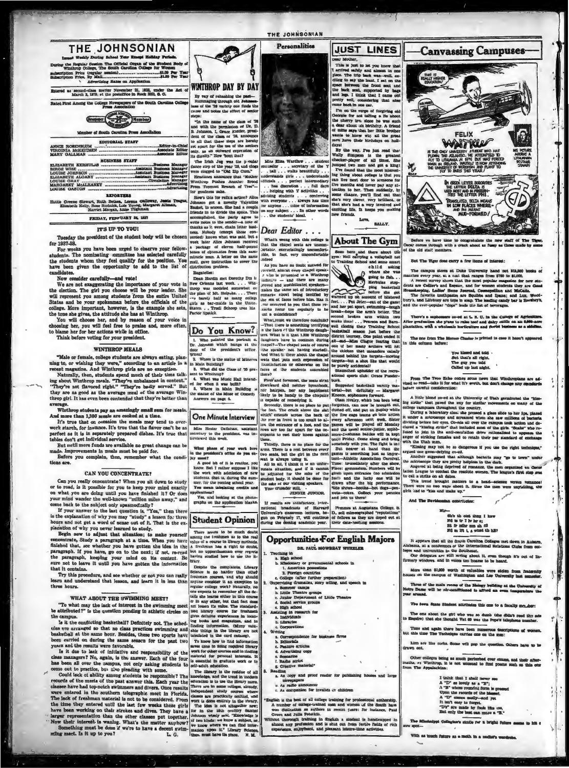# THE JOHNSONIAN

Issued Weekly During School Year Except Holiday Periods.

During the Regular Session The Official Organ of the Student Body of Winthrop College, The South Carolina College for Women

Subscription Price (regular session) .................................... $1.00 Per Year
Subscription Price, By Mail .............................................. $1.50 Per Year

Advertising Rates on Application

Entered as second-class matter November 21, 1923, under the Act of March 3, 1879, at the postoffice in Rock Hill, S. C.

Rated First Among the College Newspapers of the South Carolina College Press Association

Member of South Carolina Press Association

### EDITORIAL STAFF

ANNIE ROSENBLUM .................................... Editor-in-Chief
VIRGINIA McKEITHEN .................................... Associate Editor
MARY GALLMAN .................................... Associate Editor

### BUSINESS STAFF

ELIZABETH KERHULAS .................................... Business Manager
BIRGE WISE .................................... Assistant Business Manager
LOUISE JOHNSON .................................... Assistant Business Manager
ELIZABETH ALOARY .................................... Assistant Business Manager
LOUISE GRAY .................................... Circulation Manager
MARGARET McALHANEY .................................... Advertising
LOUISE GASTON .................................... Advertising

### REPORTERS

Hattie Greene Stewart, Ruth Bethea, Lorena Galloway, Jessie Teague, Elizabeth Kelly, Rose Rudnick, Lois Young, Margaret Altman, Harriet Morgan, Anne Tilghman

FRIDAY, FEBRUARY 26, 1937

## IT'S UP TO YOU!

Tuesday the president of the student body will be chosen for 1937-38.

For weeks you have been urged to observe your fellow-students. The nominating committee has selected carefully the students whom they feel qualify for the position. You have been given the opportunity to add to the list of candidates.

Now consider carefully—and vote!

We are not exaggerating the importance of your vote in the election. The girl you choose will be your leader. She will represent you among students from the entire United States and be your spokesman before the officials of the college. More important, however, is the example she sets, the tone she gives, the attitude she has at Winthrop.

You will choose her, and by reason of your voice in choosing her, you will feel free to praise and, more often, to blame her for her actions while in office.

Think before voting for your president.

## WINTHROP MEALS

"Male or female, college students are always eating, planning to, or wishing they were," according to an article in a recent magazine. And Winthrop girls are no exception.

Naturally, then, students spend much of their time talking about Winthrop meals. "They're unbalanced in content." "They're not flavored right." "They're badly served." But they are as good as the average meal of the average Winthrop girl. It has even been contended that they're better than average.

Winthrop students pay an amazingly small sum for meals. And more than 1,300 meals are cooked at a time.

It's true that on occasion the meals may tend to overwork starch, for instance. It's true that the flavor can't be as perfect as it is in separately prepared dishes. It's true that tables don't get individual service.

But until more funds are available no great change can be made. Improvements in meals must be paid for.

Before you complain, then, remember what the conditions are.

## CAN YOU CONCENTRATE?

Can you really concentrate? When you sit down to study or to read, is it possible for you to keep your mind exactly on what you are doing until you have finished it? Or does your mind wander the well-known "million miles away," and come back to the subject only spasmodically?

If your answer to the last question is "Yes," then there is the explanation of why you may "study" a lesson fo: three hours and not get a word of sense out of it. That is the explanation of why you never learned to study.

Begin now to adjust that situation; to make yourself concentrate. Study a paragraph at a time. When you have finished that, see whether you have gotten the idea in the paragraph. If you have, go on to the next; if not, re-read the paragraph, keeping your mind on its content. Be sure not to leave it until you have gotten the information that it contains.

Try this procedure, and see whether or not you can really learn and understand that lesson, and learn it in less than three hours.

## WHAT ABOUT THE SWIMMING MEET?

"To what may the lack of interest in the swimming meet be attributed?" is the question pending in athletic circles on the campus.

Is it the conflicting basketball? Definitely not. The schedules are arranged so that no class practices swimming and basketball at the same hour. Besides, these two sports have been carried on during the same season for the past two years and the results were favorable.

Is it due to lack of initiative and responsibility of the class managers? No, again, is the answer. Each of the four has been all over the campus, not only asking students to come out to practice, but also pleading with some.

Could lack of ability among students be responsible? The records of the meets of the past answer this. Each year the classes have had top-notch swimmers and divers. Once results were entered in the southern telegraphic meet in Florida. The lack of freshman material is not to be considered. From the time they entered until the last few weeks these girls have been working on their strokes and dives. They have a larger representation than the other classes put together. Now their interest is waning. What's the matter anyhow?

Something must be done if we're to have a decent swimming meet. Is it up to you? L. G.

## WINTHROP DAY BY DAY

By way of rehashing the past—

Rummaging through old Johnsonians of the '28 variety one finds the cause and notes the effect of senior steps:

"In the name of the class of '28 and with the permission of Dr. D. B. Johnson, I, Grace Kinder, president of the class of '28, announce to all that these steps are hereby set apart for the use of the seniors only, as an outward expression of its dignity." How 'bout that?

The Irish Jug was the popular dance step of the year '28, and clogs were clogged to "Old Zip Coon."

Headlines announce that "Mother Winthrop Pushes Another Brood From Topmost Branch of Tree"—for goodness sake.

How's this for relics action? Alice Johnson got a novelty Valentine Basket, in season. She had a couple friends in to divide the spoils. This accomplished, the party agree to write notes to the sender—a note of thanks as it were, chain letter business. Nobody (except those concerned) knows what was said, but a week later Alice Johnson received a package of eleven half-pound boxes of chocolates from this same miracle man. A letter on the same mail gave instruction to cover the distribution problem.

Bagatelles:

Dean Hardin met Dorothy Dix in New Orleans last week. . . . Winthrop was modeled somewhat on the plan of Mt. Holyoke. . . . There're barely half as many college girls as bar-maids in the United States. . . . Tradi Schoop uses Ma Factor lipstick.

## Do You Know?

1. Who painted the portrait of Dr. Johnson which hangs at the door of the president's office. When?
2. Where is the statue of Minerva in Main Building?
3. What did the Class of '25 present to Winthrop?
4. What was Music Hall intended for when it was built?
5. Where in Main Building is the statue of the Muse of Comedy?

Answers on page 4.

## One Minute Interview

Miss Hester Callahan, assistant secretary to the president, was interviewed this week.

What phase of your work here in the president's office do you enjoy most?

A good bit of it is routine, you know. But I rather suppose I like the work with admission of new students, that is, during the summer, for the coming school year.

You mean tabulating credits and applications?

Yes, and looking at the photographs on the application blanks.

## Student Opinion

There seems to be much doubt among the freshmen as to the real value of a course in library methods. A freshman has a right to doubt, but no upperclassman ever regrets having studied how to use the library.

Despite the complaints, Library Science is no harder than other freshman courses, and why should anyone consider it an exception to regular college work? Naturally, no one expects to remember all the details she learns either in this course or in any other, but that fact does not lessen its value. The standardized library course for freshmen gives definite experience in locating books and magazines, and in finding information. (Many valuable things in the library are not tabulated in the card catalog).

To know how to find information saves time in doing required library work for other courses and in finding material for personal interests. It is essential in graduate work or in self-adult education.

The library is the residue of all knowledge, and the trend in modern education is to use the library more. There are in some colleges, already, independent study courses where classes are practically omitted, and work is done entirely in the library. The idea is not altogether new; for in the 18th century Samuel Johnson wrote, "Knowledge is of two kinds: we know a subject, or we know where we can find information upon it." Library Science, then, must have its place. M. M.

## Personalities

Miss Eliza Wardlaw . . . student counselor . . . secretary of the Y . . . tall . . . walks beautifully . . . understands girls . . . understands officials . . . perfect intermediary . . . has discretion . . . full days . . . helping with Y activities . . . advising students . . . conferring with everyone . . . always has time for anyone . . . mine of information on any subject . . . In other words . . . the students' ideal.

## Dear Editor . . .

What's wrong with this college is that the chapel seats are uncomfortable, excruciatingly uncomfortable, in fact, very uncomfortable indeed.

As you have no doubt noticed for yourself, almost every chapel speaker who is presented to a Winthrop audience — and there are many proved and sophisticated speakers — makes the same set of introductory remarks about being terrified by the sea of faces before him. Has it ever occurred to you that these remarks recur too regularly to be all a coincidence?

What, must we therefore conclude? —That there is something terrifying in the faces of the Winthrop daughters. What is it that 1,300 Winthrop daughters have in common during chapel?—The chapel seats of course (the speaker not having started). And What is there about the chapel seats that puts such expression of dissatisfaction or otherwise on the faces of the students assembled there?

First and foremost, the seats slant downward and neither hymnbook, nor hairpin, nor any implement likely to be handy to the chapeler is capable of remedying it.

Secondly, there is no place to put the feet. The crack above the slat which extends across the back of the row in front is too small to allow the entrance of a foot, and the rows are too far apart for the occupants to rest their knees against them.

Thirdly, there is no place for the arms. There is a rest between every two seats, but the girl in the next seat is always using it.

All in all, I think it is an unfortunate situation, and if it cannot be adjusted for the sake of the student body, it should be done for the sake of our visiting speakers.

Your crusader still,
JENNIE JUNIOR.

If results are satisfactory, international broadcasts of Harvard University's classroom lectures, begun on February 17, will continue during the coming academic year.

## JUST LINES

Dear Mother,

This is just to let you know that I arrived safely and almost in one piece. The trip back was—well, exciting to say the least. I sat on the space between the front seat and the back seat, supported by bags and legs. I think that I came out pretty well, considering that nine came back in one car.

I'm on the verge of forgiving old Georgie for not taking a lie about the cherry tree, since he was such a dear about his birthday. A friend of mine says that her little brother wants to know why all the great men have their birthdays on holidays!

By the way, I've just read that Wally Simpson is the greatest checker-player of all times. She jumped two men and got a king!

I've found that the most interesting thing about college is that you can live next door to someone for five months and never pay any attention to her. Then suddenly, by some chance, you'll find out that she's very clever, very brilliant, or that she's had a very involved and exciting life. It keeps you making new friends.

Love,
SALLY.

## About The Gym

Been here and there about the gym: Nell carrying a volleyball net to Training School and some smart child asking where she was going to fish. . . Kerhulas stopping basketball before she warmed up on account of blistered feet. . . Pat Jeter—out of the game and her pet sport, swimming—tough break—hope the arm's better. The second broken arm within two weeks time . . . Peterson and Barnwell closing their Training School basketball season just before the district tourney. One point ended it all—and—Miss Clague fearing that one of her many archers will hit the chicken that meanders calmly around behind the targets—moving targets—but a shot like that would be purely accidental!

Staunchest upholder of the recreational sports club: Oraee Punderburk.

Suggested basketball varsity material—but definitely — Margaret Kneece, sophomore forward.

Class rivalry, which has been long forgotten, can now be brought out, dusted off, and put on display while the five cage teams go into action every afternoon next week. Sister games will be played off Monday and the usual senior-junior, sophomore-freshman battles will be kept until Friday. Come along and bring somebody with you. The fight is on!

But nearer at hand than the games is something just as important—Athletic Association Carnival. Time: immediately after the show. Place: gymnasium. Numbers will be given upon entrance (no admission fee!) and the lucky one will be drawn after the big performance. Side shows—booths—hot dogs—peanuts—cokes. Collect your pennies and join us there!

Freshmen at Augustana College, S. D., sell mimeographed "reputations" of fellows as they are doped out at their date-hashing sessions.

## Opportunities For English Majors

DR. PAUL MOWBRAY WHEELER

1. Teaching in
   a. High school
   b. Missionary or governmental schools in
      1. American possessions
      2. Foreign countries
   c. College (after further preparation)
2. Supervising dramatics, story telling, and speech in
   a. Summer camps
   b. Little Theatre groups
   c. Junior Department of Little Theatre
   d. Social service groups
   e. High school
3. Assisting in research for
   a. Individuals
   b. Libraries
   c. Corporations
4. Writing
   a. Correspondence for business firms
   b. Editorials
   c. Feature articles
   d. Advertising copy
   e. Scenarios
   f. Radio script
   g. Creative material*
5. Reading
   a. As copy and proof reader for publishing houses and large newspapers
   b. As radio announcer
   c. As companion for invalids or children

*English is the best of all college training for professional authorship. A number of college-trained men and women of the South have won distinction as authors in recent years: for instance, Paul Green and Julia Peterkin.

Without thorough training in English a student is handicapped in almost any profession and is shut out from fertile fields of rich experience, enjoyment, and pleasant leisure-time activities.

## Canvassing Campuses

Before we have time to congratulate the new staff of The Tiger, Oscar comes through with a crack about as funny as those made by some of the old staff members.

But The Tiger does carry a few items of interest:

The campus store at Duke University hand out $13,000 books of matches every year, at a cost that ranges from $700 to $1,000.

A recent survey shows that the most popular magazine for new students are Collier's and Esquire, and for women students they are Good Housekeeping, Ladies' Home Journal, Cosmopolitan and McCalls.

The favorite toothpastes are Squibbs and Ipana; and Lux, Woodbury's, and Lifebuoy are tops in soap. The leading candy bar is Hershey's, and the ever-popular "dope" heads the list of beverages.

There's a sophomore co-ed at L. S. U. in the College of Agriculture. After graduation she plans to raise beef and dairy cattle on an 8,000-acre plantation, with a wholesale horticulture and florist business as a sideline.

The one from The Mercer Cluster is printed in case it hasn't appeared in this column before:

> You kissed and told
> But that's all right.
> The guy you told
> Called up last night.

From The Teco Echo comes some news that Winthropians are advised to read—take it for what it's worth, but don't change any standards before careful consideration:

A little blond co-ed at the University of Utah germinated the "kissing strike" that paved the way for similar movements on many of the college campuses throughout the country.

During a laboratory class she pressed a glass slide to her lips, placed it under a microscope and screamed when she saw millions of bacteria dividing before her eyes. Co-eds all over the campus took action and declared a "kissing strike" that included most of the girls. "Scabs" who refused to join in the anti-osculation drive rationalized to appease the anger of striking females and to retain their par standard of exchange with the Utah men.

"Kissing may not be so dangerous if you use the right technique," argued one germ-defying co-ed.

Another suggested that although bacteria may "go to town" under the microscope they are pretty helpless in the dark.

Angered at being deprived of romance, the men organized an Osculation League to combat the resolute women. The league's first step was to call a strike on all dates.

This trend brought matters to a head—science versus romance! There were no two ways about it. Since the men were unyielding, the girls had to "kiss and make up."

And The Davidsonian contributes:

> Mr—
> Sh's th clst thng I hav
> N'd te tr I lv hr e;
> Bt fr nthr mn sh tll
> N'd m ft t, a wnst th hll?

It appears that all the South Carolina Colleges met down in Auburn, Alabama, at a conference of the International Relations Clubs from colleges and universities in the Southeast.

Our delegates are still raving about it, even though it's out of Infirmary windows, and in voices too hoarse to be heard.

More than $1,000 worth of valuables were stolen from fraternity houses on the campus of Washington and Lee University last semester.

Three of the main rooms of the Biology building at the University of Notre Dame will be air-conditioned to afford an even temperature the year around.

The Iowa State Student attributes this one to a faculty member:

The one about the girl who was so dumb (she didn't read the ads in Esquire) that she thought Vat 69 was the Pope's telephone number.

Time and again there have been numerous descriptions of women, but this time The Technique carries one on the man:

Men are like corks. Some will pop the question. Others have to be drawn out.

Other colleges being as much perturbed over exams, and their aftermaths, as Winthrop, it is not unusual to find poems such as this one from The Appalachian:

> I think that I shall never see
> A "D" as lovely as a "B";
> A "B" whose rounded form is pressed
> Upon the records of the blessed.
> A "D" comes easily—and yet
> It isn't easy to forget.
> "D's" are made by fools like me,
> But only the best can make a "B."

The Mississippi Collegian's simile for a bright future seems to hit a sore spot—

With as much future as a moth in a nudist's wardrobe.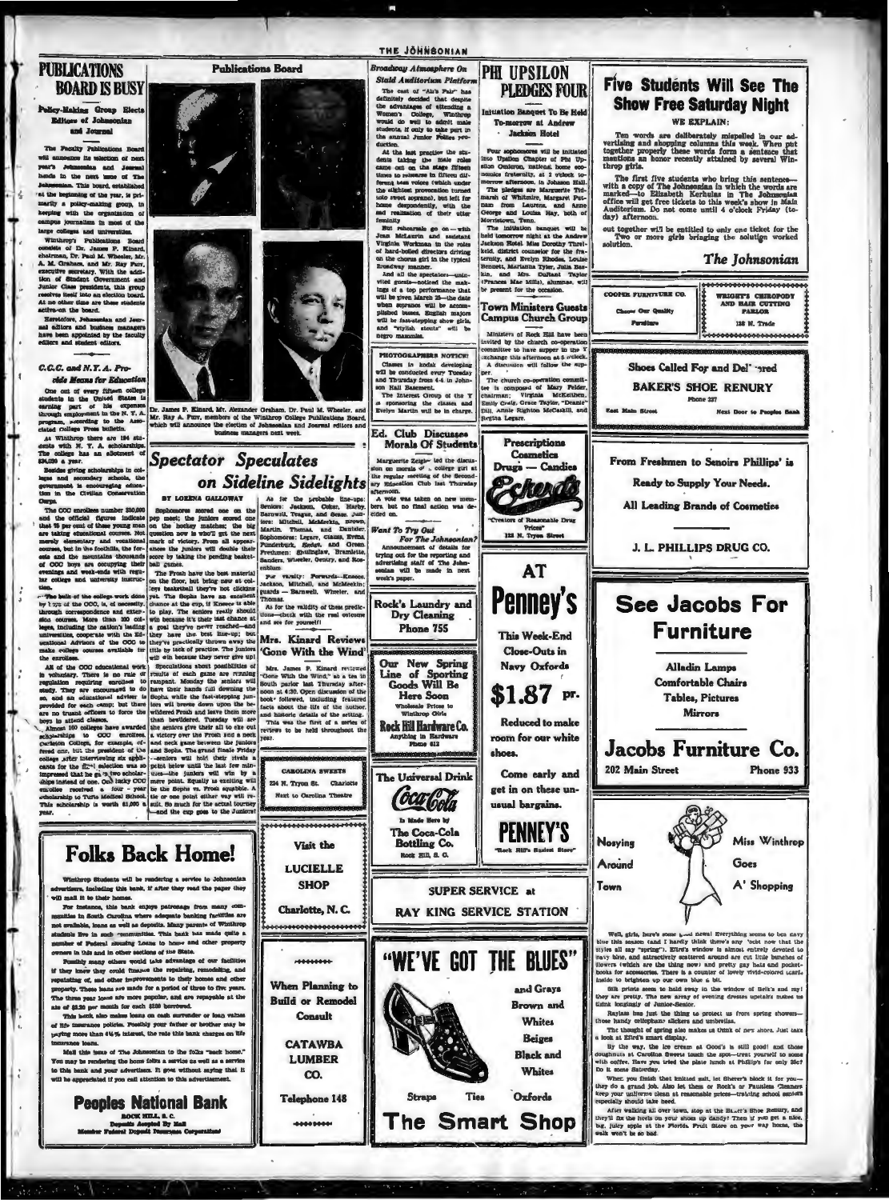## PUBLICATIONS BOARD IS BUSY

### Policy-Making Group Elects Editors of Johnsonian and Journal

The Faculty Publications Board will announce its selection of next year's Johnsonian and Journal heads in the next issue of The Johnsonian. This board, established at the beginning of the year, is primarily a policy-making group, in keeping with the organization of campus journalism in most of the large colleges and universities.

Winthrop's Publications Board consists of Dr. James P. Kinard, chairman, Dr. Paul M. Wheeler, Mr. A. M. Graham, and Mr. Ray Furr, executive secretary. With the addition of Student Government and Junior Class presidents, this group resolves itself into an election board. At no other time are these students active on the board.

Heretofore, Johnsonian and Journal editors and business managers have been appointed by the faculty editors and student editors.

## C.C.C. and N.Y.A. Provide Means for Education

One out of every fifteen college students in the United States is earning part of his expenses through employment in the N. Y. A. program, according to the Associated College Press bulletin.

At Winthrop there are 184 students with N. Y. A. scholarships. The college has an allotment of $34,030 a year.

Besides giving scholarships in colleges and secondary schools, the government is encouraging education in the Civilian Conservation Corps.

The CCC enrollees number 300,000 and the official figures indicate that 95 per cent of these young men are taking educational courses. Not merely elementary and vocational courses, but in the foothills, the forests and the mountains thousands of CCC boys are occupying their evenings and week-ends with regular college and university instruction.

The bulk of the college-work done by boys of the CCC is, of necessity, through correspondence and extension courses. More than 200 colleges, including the nation's leading universities, cooperate with the Educational Advisors of the CCC to make college courses available for the enrollees.

All of the CCC educational work is voluntary. There is no rule or regulation requiring enrollees to study. They are encouraged to do so, and an educational adviser is provided for each camp; but there are no truant officers to force the boys to attend classes.

Almost 100 colleges have awarded scholarships to CCC enrollees. Carleton College, for example, offered one, but the president of the college after interviewing six applicants for the first selection was so impressed that he gave two scholarships instead of one. One lucky CCC enrollee received a four-year scholarship to Tufts Medical School. This scholarship is worth $1,600 a year.

## Publications Board

Dr. James P. Kinard, Mr. Alexander Graham, Dr. Paul M. Wheeler, and Mr. Ray A. Furr, members of the Winthrop College Publications Board, which will announce the election of Johnsonian and Journal editors and business managers next week.

## Spectator Speculates on Sideline Sidelights

BY LORENA GALLOWAY

Sophomores scored one on the pep meet; the juniors scored one on the hockey matches; the big question now is who'll get the next mark of victory. From all appearances the juniors will double their score by taking the pending basketball games.

The Frosh have the best material on the floor, but bring new at college basketball they're not clicking yet. The Sophs have an excellent chance at the cup, if Kneece is able to play. The seniors really should win because it's their last chance at a goal they've never reached—and they have the best line-up; but they've practically thrown away the title by lack of practice. The juniors will win because they never give up!

Speculations about possibilities of results of each game are running rampant. Monday the seniors will have their hands full downing the Sophs while the fast-stepping juniors will breeze down upon the bewildered Frosh and leave them more than bewildered. Tuesday will see the seniors give their all to eke out a victory over the Frosh and a neck and neck game between the juniors and Sophs. The grand finale Friday—seniors will hold their rivals a point below until the last few minutes—the juniors will win by a mere point. Equally as exciting will be the Sophs vs. Frosh squabble. A tie or one point either way will result. So much for the actual tourney—and the cup goes to the Juniors!

As for the probable line-ups: Seniors: Jackson, Coker, Harby, Barnwell, Teague, and Sease. Juniors: Mitchell, McMeekin, Brown, Martin, Thomas, and Dantzler. Sophomores: Legare, Glauss, Evins, Funderburk, Sledge, and Green. Freshmen: Shillinglaw, Bramlette, Sanders, Wheeler, Gentry, and Rosenblum.

For varsity: Forwards—Kneece, Jackson, Mitchell, and McMeekin; guards — Barnwell, Wheeler, and Thomas.

As for the validity of these predictions—check with the real outcome and see for yourself!

## Mrs. Kinard Reviews 'Gone With the Wind'

Mrs. James P. Kinard reviewed "Gone With the Wind," at a tea in South parlor last Thursday afternoon at 4:30. Open discussion of the book followed, including featured facts about the life of the author, and historic details of the setting.

This was the first of a series of reviews to be held throughout the year.

## Broadway Atmosphere On Staid Auditorium Platform

The cast of "Ah's Fair" has definitely decided that despite the advantages of attending a Woman's College, Winthrop would do well to admit male students, if only to take part in the annual Junior Follies production.

At the last practice the students taking the male roles came out on the stage fifteen times to rehearse in fifteen different bass voices (which under the slightest provocation turned into sweet soprano), but left for home despondently, with the sad realization of their utter femininity.

But rehearsals go on—with Jean McLaurin and assistant Virginia Workman in the roles of hard-boiled directors driving on the chorus girl in the typical Broadway manner.

And all the spectators—uninvited guests—noticed the makings of a top performance that will be given March 25—the date when sopranos will be accomplished basses, English majors will be fast-stepping show girls, and "stylish stouts" will be negro mammies.

## PHOTOGRAPHERS NOTICE!

Classes in kodak developing will be conducted every Tuesday and Thursday from 4-6 in Johnson Hall Basement.

The Interest Group of the Y is sponsoring the classes and Evelyn Martin will be in charge.

## Ed. Club Discusses Morals Of Students

Marguerite Zeigler led the discussion on morals of a college girl at the regular meeting of the Secondary Education Club last Thursday afternoon.

A vote was taken on new members, but no final action was decided on.

## Want To Try Out For The Johnsonian?

Announcement of details for trying out for the reporting and advertising staff of The Johnsonian will be made in next week's paper.

## PHI UPSILON PLEDGES FOUR

### Initiation Banquet To Be Held To-morrow at Andrew Jackson Hotel

Four sophomores will be initiated into Upsilon Chapter of Phi Upsilon Omicron, national home economics fraternity, at 2 o'clock tomorrow afternoon, in Johnson Hall.

The pledges are Marguerite Tidmarsh of Whitmire, Margaret Putnam from Laurens, and Anne George and Louise Hay, both of Morristown, Tenn.

The initiation banquet will be held tomorrow night at the Andrew Jackson Hotel. Miss Dorothy Threlkeld, district counselor for the fraternity, and Evelyn Rhodes, Louise Bennett, Marianna Tyler, Julia Baskin, and Mrs. DuRant Taylor (Frances Mae Mills), alumnae, will be present for the occasion.

## Town Ministers Guests Campus Church Group

Ministers of Rock Hill have been invited by the church co-operation committee to have supper in the Y exchange this afternoon at 6 o'clock. A discussion will follow the supper.

The church co-operation committee is composed of Mary Felder, chairman; Virginia McKeithen, Emily Craig, Grace Taylor, "Deanie" Dill, Annie Righton McCaskill, and Regina Legare.

## Five Students Will See The Show Free Saturday Night

**WE EXPLAIN:**

Ten words are deliberately mispelled in our advertising and shopping columns this week. When put together properly these words form a sentence that mentions an honor recently attained by several Winthrop girls.

The first five students who bring this sentence—with a copy of The Johnsonian in which the words are marked—to Elizabeth Kerhulas in The Johnsonian office will get free tickets to this week's show in Main Auditorium. Do not come until 4 o'clock Friday (today) afternoon.

Each student will be entitled to only one ticket for the solution. Two or more girls bringing the solution worked out together will be entitled to only one ticket.

*The Johnsonian*

---

COOPER FURNITURE CO.
Cheaper Our Quality Furniture

WRIGHT'S CHIROPODY AND HAIR CUTTING PARLOR
128 N. Trade

Shoes Called For and Delivered
BAKER'S SHOE RENURY
Phone 327
East Main Street — Next Door to Peoples Bank

From Freshmen to Seniors Phillips' is Ready to Supply Your Needs.
All Leading Brands of Cosmetics
J. L. PHILLIPS DRUG CO.

**See Jacobs For Furniture**
Alladin Lamps
Comfortable Chairs
Tables, Pictures
Mirrors
**Jacobs Furniture Co.**
202 Main Street — Phone 933

Prescriptions
Cosmetics
Drugs — Candies
Eckerd's
"Creators of Reasonable Drug Prices"
122 N. Tryon Street

AT **Penney's**
This Week-End
Close-Outs in
Navy Oxfords
**$1.87** pr.
Reduced to make room for our white shoes.
Come early and get in on these unusual bargains.
**PENNEY'S**
"Rock Hill's Busiest Store"

Rock's Laundry and Dry Cleaning
Phone 755

Our New Spring Line of Sporting Goods Will Be Here Soon
Wholesale Prices to Winthrop Girls
**Rock Hill Hardware Co.**
Anything in Hardware
Phone 612

CAROLINA SWEETS
224 N. Tryon St. Charlotte
Next to Carolina Theatre

The Universal Drink
Coca-Cola
Is Made Here by
The Coca-Cola Bottling Co.
Rock Hill, S. C.

SUPER SERVICE at
RAY KING SERVICE STATION

## Folks Back Home!

Winthrop Students will be rendering a service to Johnsonian advertisers, including this bank, if after they read the paper they will mail it to their homes.

For instance, this bank enjoys patronage from many communities in South Carolina where adequate banking facilities are not available, loans as well as deposits. Many parents of Winthrop students live in such communities. This bank has made quite a number of Federal Housing Loans to home and other property owners in this and in other sections of the State.

Possibly many others would take advantage of our facilities if they knew they could finance the repairing, remodeling, and repainting of, and other improvements to their homes and other property. These loans are made for a period of three to five years. The three year loans are more popular, and are repayable at the rate of $2.28 per month for each $100 borrowed.

This bank also makes loans on cash surrender or loan values of life insurance policies. Possibly your father or brother may be paying more than 4½% interest, the rate this bank charges on life insurance loans.

Mail this issue of The Johnsonian to the folks "back home." You may be rendering the home folks a service too as well as a service to this bank and your advertisers. It goes without saying that it will be appreciated if you call attention to this advertisement.

**Peoples National Bank**
ROCK HILL, S. C.
Deposits Accepted By Mail
Member Federal Deposit Insurance Corporation

Visit the
LUCIELLE SHOP
Charlotte, N. C.

When Planning to Build or Remodel Consult
CATAWBA LUMBER CO.
Telephone 148

**"WE'VE GOT THE BLUES"**
and Grays
Brown and Whites
Beiges
Black and Whites
Straps — Ties — Oxfords
**The Smart Shop**

## Nosying Around Town — Miss Winthrop Goes A' Shopping

Well, girls, here's some good news! Everything seems to be a navy blue this season (and I hardly think there's any 'bout now that the styles all say "spring"). Efird's window is almost entirely devoted to navy blue, and attractively scattered around are cut little bunches of flowers (which are the thing now) and pretty gay hats and pocket-books for accessories. There is a counter of lovely vivid-colored scarfs inside to brighten up our own blue a bit.

Silk prints seem to hold sway in the window of Belk's and my! they are pretty. The new array of evening dresses upstairs makes us think longingly of Junior-Senior.

Raylass has just the thing to protect us from spring showers—those handy cellophane slickers and umbrellas.

The thought of spring also makes us think of new shoes. Just take a look at Efird's smart display.

By the way, the ice cream at Good's is still good! and those doughnuts at Carolina Sweets touch the spot—treat yourself to some with coffee. Have you tried the plate lunch at Phillip's for only 25c? Do it some Saturday.

When you finish that knitted suit, let Sherer's block it for you—they do a grand job. Also let them or Rock's or Paulines Cleaners keep your uniforms clean at reasonable prices—training school seniors especially should take heed.

After walking all over town, stop at the Baker's Shoe Renury, and they'll fix the heels on your shoes up dandy! Then if you get a nice, big, juicy apple at the Florida Fruit Store on your way home, the walk won't be so bad.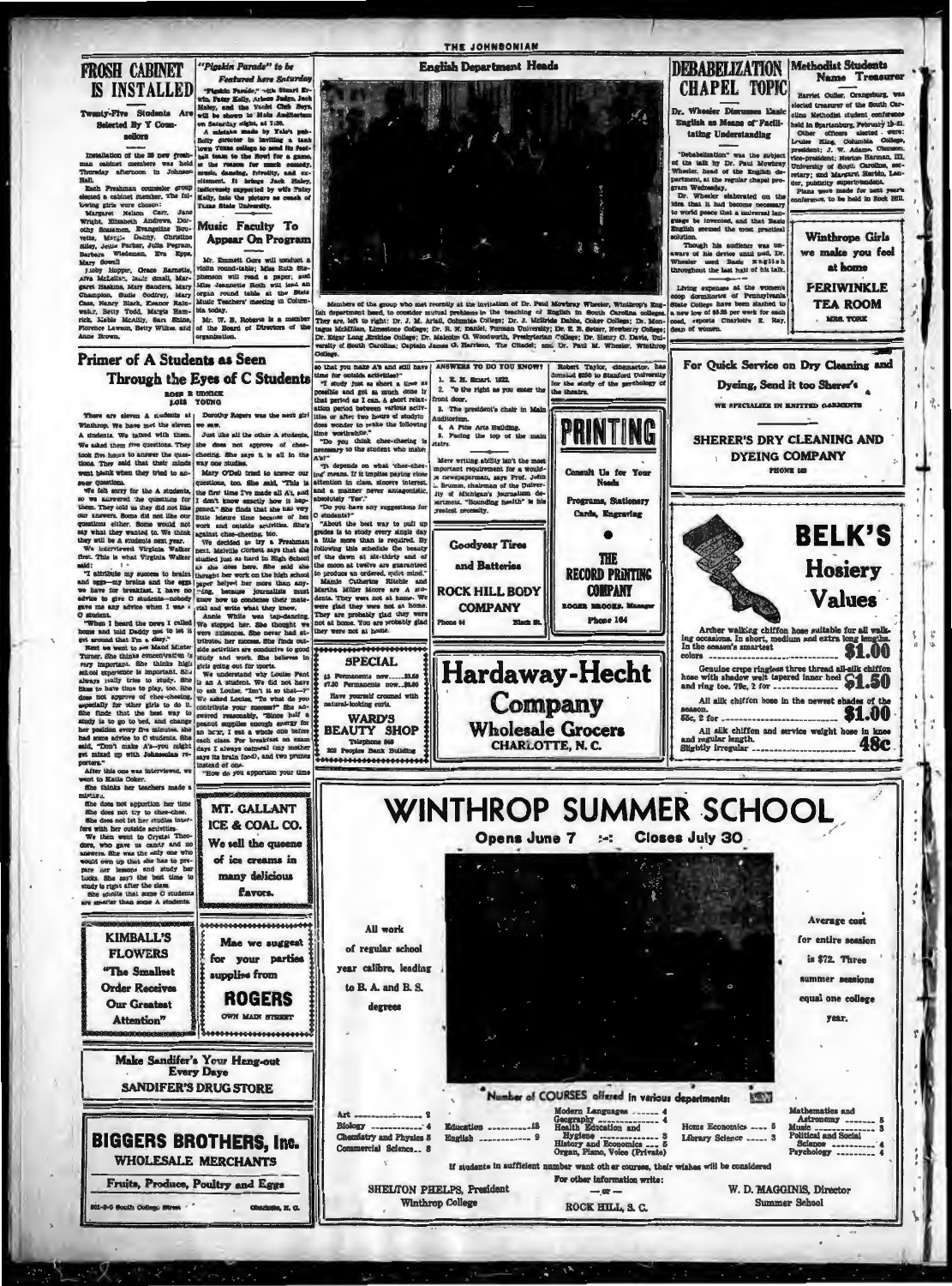# FROSH CABINET IS INSTALLED

## Twenty-Five Students Are Selected By Y Counsellors

Installation of the 25 new freshman cabinet members was held Thursday afternoon in Johnson Hall.

Each Freshman counselor group elected a cabinet member. The following girls were chosen:

Margaret Nelson Carr, Jane Wright, Elizabeth Andrews, Dorothy Bozeman, Evangeline Bouvette, Margie Danny, Christine Riley, Jettie Parker, Julia Pegram, Barbara Wiedemann, Eva Epps, Mary Sowell

Libby Hopper, Grace Barnette, Alva McLellan, Janie Small, Margaret Haskins, Mary Sanders, Mary Champion, Sadie Godfrey, Mary Case, Nancy Black, Eleanor Rainwater, Betty Todd, Margie Hamrick, Mable McAlily, Sara Shine, Florence Lawson, Betty Wilkes and Anne Brown.

# "Pigskin Parade" to be Featured here Saturday

"Pigskin Parade," with Stuart Erwin, Patsy Kelly, Arleen Judge, Jack Haley, and the Yacht Club Boys, will be shown in Main Auditorium on Saturday night, at 7:30.

A mistake made by Yale's publicity greeter in inviting a tank town Texas college to send its football team to the Bowl for a game, is the reason for much comedy, music, dancing, frivolity, and excitement. It brings Jack Haley, indifferently supported by wife Patsy Kelly, into the picture as coach of Texas State University.

# Music Faculty To Appear On Program

Mr. Emmett Gore will conduct a violin round-table; Miss Ruth Stephenson will read a paper; and Miss Jeannette Roth will lead an organ round table at the State Music Teachers' meeting in Columbia today.

Mr. W. B. Roberts is a member of the Board of Directors of the organization.

# English Department Heads

Members of the group who met recently at the invitation of Dr. Paul Mowbray Wheeler, Winthrop's English department head, to consider mutual problems in the teaching of English in South Carolina colleges. They are, left to right: Dr. J. M. Ariail, Columbia College; Dr. J. McBride Dabbs, Coker College; Dr. Montague McMillan, Limestone College; Dr. R. N. Daniel, Furman University; Dr. E. B. Setzer, Newberry College; Dr. Edgar Long, Erskine College; Dr. Malcolm G. Woodworth, Presbyterian College; Dr. Henry C. Davis, University of South Carolina; Captain James G. Harrison, The Citadel; and Dr. Paul M. Wheeler, Winthrop College.

# DEBABELIZATION CHAPEL TOPIC

## Dr. Wheeler Discusses Basic English as Means of Facilitating Understanding

"Debabelization" was the subject of the talk by Dr. Paul Mowbray Wheeler, head of the English department, at the regular chapel program Wednesday.

Dr. Wheeler elaborated on the idea that it had become necessary to world peace that a universal language be invented, and that Basic English seemed the most practical solution.

Though his audience was unaware of his device until end, Dr. Wheeler used Basic English throughout the last half of his talk.

Living expenses at the women's coop dormitories of Pennsylvania State College have been slashed to a new low of $3.55 per week for each coed, reports Charlotte E. Ray, dean of women.

# Methodist Students Name Treasurer

Harriet Culler, Orangeburg, was elected treasurer of the South Carolina Methodist student conference held in Spartanburg, February 19-21.

Other officers elected were: Louis King, Columbia College, president; J. W. Adams, Clemson, vice-president; Newton Harman, III, University of South Carolina, secretary; and Margaret Harbin, Lander, publicity superintendent.

Plans were made for next year's conference, to be held in Rock Hill.

---

Winthrop Girls
we make you feel
at home

**PERIWINKLE TEA ROOM**

MRS. YORK

---

# Primer of A Students as Seen Through the Eyes of C Students

ROSE B UDNICK
LOIS YOUNG

There are eleven A students at Winthrop. We have met the eleven A students. We talked with them. We asked them five questions. They took five hours to answer the questions. They said that their minds went blank when they tried to answer questions.

We felt sorry for the A students, so we answered the questions for them. They told us they did not like our answers. Some did not like our questions either. Some would not say what they wanted to. We think they will be A students next year.

We interviewed Virginia Walker first. This is what Virginia Walker said:

"I attribute my success to brains and eggs—my brains and the eggs we have for breakfast. I have no advice to give C students—nobody gave me any advice when I was a C student.

"When I heard the news I called home and told Daddy not to let it get around that I'm a sissy."

Next we went to see Maud Minter Turner. She thinks concentration is very important. She thinks high school experience is important. She always really tries to study, she likes to have time to play, too. She does not approve of chee-cheeing, especially for other girls to do it. She finds that the best way to study is to go to bed, and change her position every five minutes. She had some advice to C students. She said, "Don't make A's—you might get mixed up with Johnsonian reporters."

After this one was interviewed, we went to Katie Coker.

She thinks her teachers made a mistake.

She does not apportion her time. She does not try to chee-chee. She does not let her studies interfere with her outside activities.

We then went to Crystal Theodore, who gave us candy and no answers. She was the only one who would own up that she has to prepare her lessons and study her books. She says the best time to study is right after the class.

She admits that some C students are smarter than some A students.

Dorothy Rogers was the next girl we saw.

Just like all the other A students, she does not approve of chee-cheeing. She says it is all in the way one studies.

Mary O'Dell tried to answer our questions, too. She said, "This is the first time I've made all A's, and I don't know exactly how it happened." She finds that she has very little leisure time because of her work and outside activities. She's against chee-cheeing, too.

We decided to try a Freshman next. Mavis Corbett says that she studied just as hard in High School as she does here. She said she thought her work on the high school paper helped her more than anything, because journalists must know how to condense their material and write what they know.

Annie White was tap-dancing. We stopped her. She thought we were nuisances. She never had attributed her success. She finds outside activities are conducive to good study and work. She believes in girls going out for sports.

We understand why Louise Pant is an A student. We did not have to ask Louise, "Isn't it so that—?" We asked Louise, "To what do you contribute your success?" She answered reasonably, "Since half a peanut supplies enough energy for an hour, I eat a whole one before each class. For breakfast on exam days I always oatmeal (my mother says its brain food), and two prunes instead of one."

"How do you apportion your time so that you make A's and still have time for outside activities?"

"I study just as short a time as possible and get as much done in that period as I can. A short relaxation period between various activities or after two hours of studying does wonder to make the following time worthwhile."

"Do you think chee-cheeing is necessary to the student who makes A's?"

"It depends on what 'chee-cheeing' means. If it implies paying close attention in class, sincere interest, and a manner never antagonistic, absolutely 'Yes'."

"Do you have any suggestions for C students?"

"About the best way to pull up grades is to study every single day a little more than is required. By following this schedule the beauty of the dawn at six-thirty and of the moon at twelve are guaranteed to produce an ordered, quiet mind."

Mamie Cutherine Ritchie and Martha Miller Moore are A students. They were not at home. We were glad they were not at home. They are probably glad they were not at home. You are probably glad they were not at home.

---

**ANSWERS TO DO YOU KNOW?**

1. E. H. Stuart, 1922.
2. To the right as you enter the front door.
3. The president's chair in Main Auditorium.
4. A Fine Arts Building.
5. Facing the top of the main stairs.

Mere writing ability isn't the most important requirement for a would-be newspaperman, says Prof. John L. Brumm, chairman of the University of Michigan's journalism department. "Sounding health" is his greatest necessity.

Robert Taylor, cinemactor, has donated $250 to Stanford University for the study of the psychology of the theatre.

---

For Quick Service on Dry Cleaning and Dyeing, Send it too Sherer's

WE SPECIALIZE IN KNITTED GARMENTS

**SHERER'S DRY CLEANING AND DYEING COMPANY**

PHONE 149

---

**PRINTING**

Consult Us for Your Needs

Programs, Stationery Cards, Engraving

**THE RECORD PRINTING COMPANY**

ROGER BROOKS, Manager

Phone 164

---

Goodyear Tires and Batteries

**ROCK HILL BODY COMPANY**

Phone 84 — Black St.

---

**BELK'S**

**Hosiery Values**

Archer walking chiffon hose suitable for all walking occasions. In short, medium and extra long lengths. In the season's smartest colors — **$1.00**

Genuine crepe ringless three thread all-silk chiffon hose with shadow welt tapered inner heel and ring toe. 79c, 2 for — **$1.50**

All silk chiffon hose in the newest shades of the season. 55c, 2 for — **$1.00**

All silk chiffon and service weight hose in knee and regular length. Slightly irregular — **48c**

---

**SPECIAL**

$5 Permanents now......$3.50
$7.50 Permanents now....$5.00

Have yourself crowned with natural-looking curls.

**WARD'S BEAUTY SHOP**

Telephone 868
203 Peoples Bank Building

---

**Hardaway-Hecht Company**

Wholesale Grocers

CHARLOTTE, N. C.

---

**MT. GALLANT ICE & COAL CO.**

We sell the queens of ice creams in many delicious flavors.

---

**KIMBALL'S FLOWERS**

"The Smallest Order Receives Our Greatest Attention"

---

May we suggest for your parties supplies from

**ROGERS**

OWN MAIN STREET

---

Make Sandifer's Your Hang-out Every Day

**SANDIFER'S DRUG STORE**

---

**BIGGERS BROTHERS, Inc.**

WHOLESALE MERCHANTS

Fruits, Produce, Poultry and Eggs

301-3-5 South College Street — Charlotte, N. C.

---

# WINTHROP SUMMER SCHOOL

**Opens June 7 :-: Closes July 30**

All work of regular school year calibre, leading to B. A. and B. S. degrees

Average cost for entire session is $72. Three summer sessions equal one college year.

**Number of COURSES offered in various departments:**

| | | | | | | | |
|---|---|---|---|---|---|---|---|
| Art | 2 | Education | 18 | Modern Languages | 4 | Home Economics | 5 |
| Biology | 4 | English | 9 | Geography | 4 | Library Science | 3 |
| Chemistry and Physics | 5 | | | Health Education and Hygiene | 3 | Mathematics and Astronomy | 5 |
| Commercial Science | 8 | | | History and Economics | 5 | Music | 3 |
| | | | | Organ, Piano, Voice (Private) | | Political and Social Science | 4 |
| | | | | | | Psychology | 4 |

If students in sufficient number want other courses, their wishes will be considered

For other information write:

SHELTON PHELPS, President, Winthrop College — or — W. D. MAGGINIS, Director, Summer School

ROCK HILL, S. C.